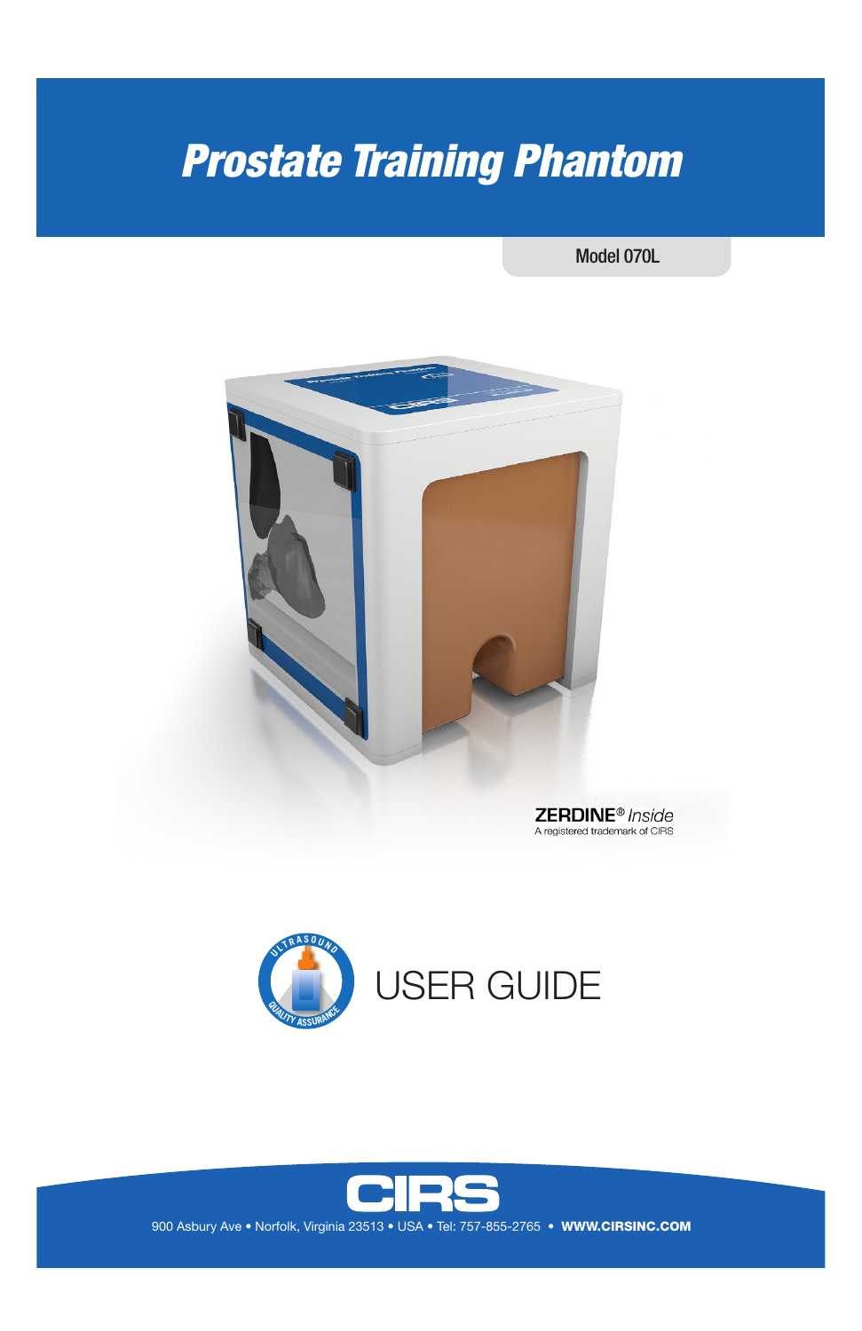# *Prostate Training Phantom*

Model 070L

ZERDINE® *Inside*
A registered trademark of CIRS

ULTRASOUND QUALITY ASSURANCE

# USER GUIDE

CIRS

900 Asbury Ave • Norfolk, Virginia 23513 • USA • Tel: 757-855-2765 • **WWW.CIRSINC.COM**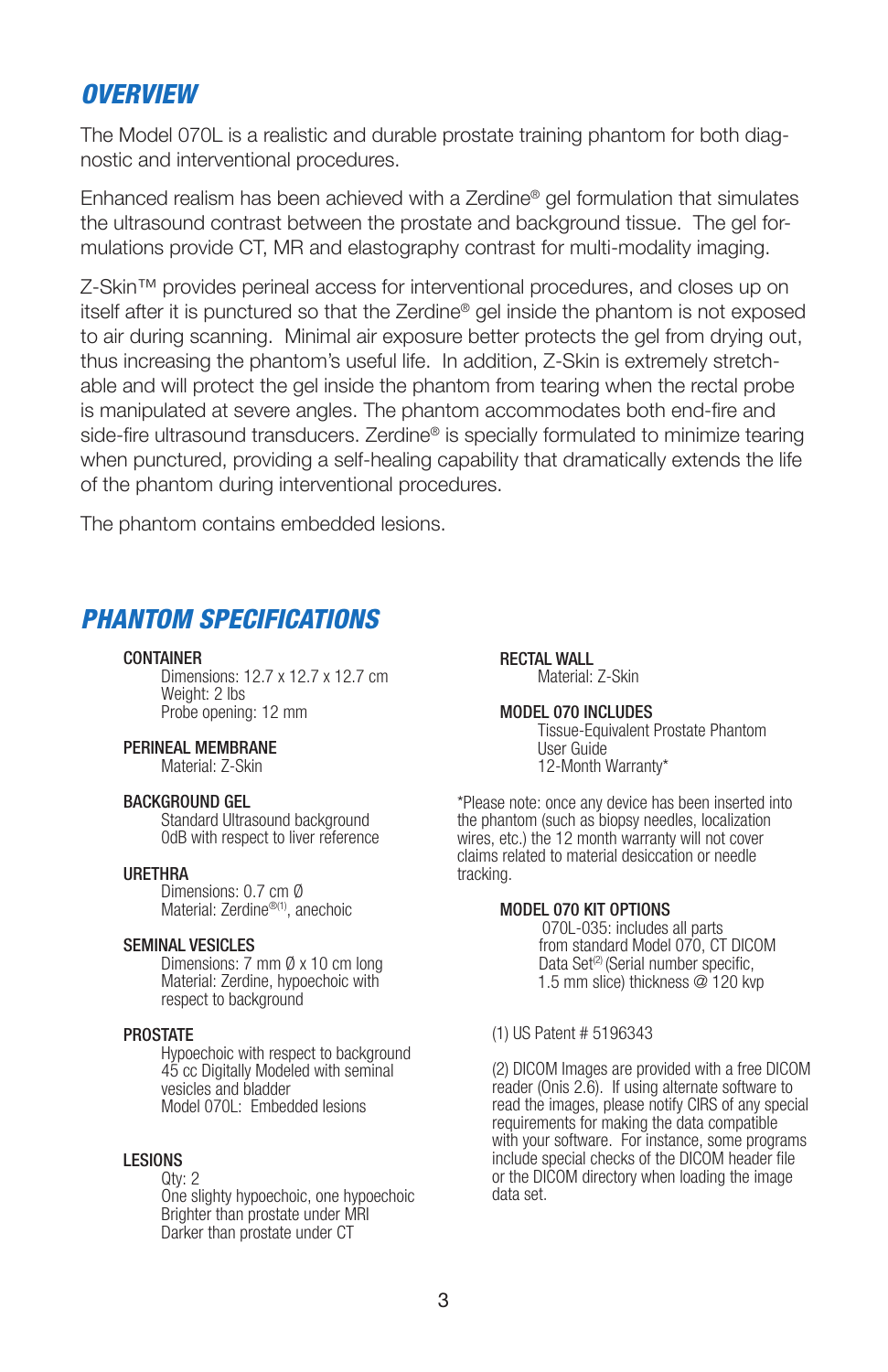## OVERVIEW

The Model 070L is a realistic and durable prostate training phantom for both diagnostic and interventional procedures.

Enhanced realism has been achieved with a Zerdine® gel formulation that simulates the ultrasound contrast between the prostate and background tissue. The gel formulations provide CT, MR and elastography contrast for multi-modality imaging.

Z-Skin™ provides perineal access for interventional procedures, and closes up on itself after it is punctured so that the Zerdine® gel inside the phantom is not exposed to air during scanning. Minimal air exposure better protects the gel from drying out, thus increasing the phantom's useful life. In addition, Z-Skin is extremely stretchable and will protect the gel inside the phantom from tearing when the rectal probe is manipulated at severe angles. The phantom accommodates both end-fire and side-fire ultrasound transducers. Zerdine® is specially formulated to minimize tearing when punctured, providing a self-healing capability that dramatically extends the life of the phantom during interventional procedures.

The phantom contains embedded lesions.

## PHANTOM SPECIFICATIONS

**CONTAINER**
Dimensions: 12.7 x 12.7 x 12.7 cm
Weight: 2 lbs
Probe opening: 12 mm

**PERINEAL MEMBRANE**
Material: Z-Skin

**BACKGROUND GEL**
Standard Ultrasound background
0dB with respect to liver reference

**URETHRA**
Dimensions: 0.7 cm Ø
Material: Zerdine®[1], anechoic

**SEMINAL VESICLES**
Dimensions: 7 mm Ø x 10 cm long
Material: Zerdine, hypoechoic with respect to background

**PROSTATE**
Hypoechoic with respect to background
45 cc Digitally Modeled with seminal vesicles and bladder
Model 070L: Embedded lesions

**LESIONS**
Qty: 2
One slighty hypoechoic, one hypoechoic
Brighter than prostate under MRI
Darker than prostate under CT

**RECTAL WALL**
Material: Z-Skin

**MODEL 070 INCLUDES**
Tissue-Equivalent Prostate Phantom
User Guide
12-Month Warranty*

*Please note: once any device has been inserted into the phantom (such as biopsy needles, localization wires, etc.) the 12 month warranty will not cover claims related to material desiccation or needle tracking.

**MODEL 070 KIT OPTIONS**
070L-035: includes all parts from standard Model 070, CT DICOM Data Set[2] (Serial number specific, 1.5 mm slice) thickness @ 120 kvp

(1) US Patent # 5196343

(2) DICOM Images are provided with a free DICOM reader (Onis 2.6). If using alternate software to read the images, please notify CIRS of any special requirements for making the data compatible with your software. For instance, some programs include special checks of the DICOM header file or the DICOM directory when loading the image data set.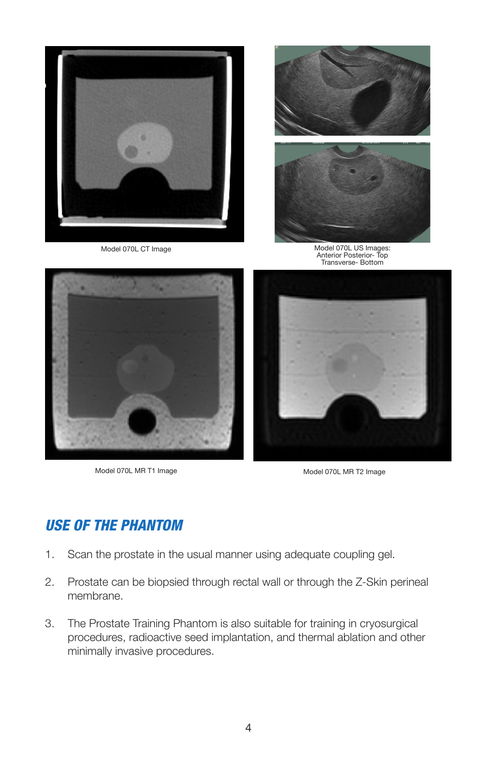Model 070L CT Image

Model 070L US Images:
Anterior Posterior- Top
Transverse- Bottom

Model 070L MR T1 Image

Model 070L MR T2 Image

## USE OF THE PHANTOM

1. Scan the prostate in the usual manner using adequate coupling gel.

2. Prostate can be biopsied through rectal wall or through the Z-Skin perineal membrane.

3. The Prostate Training Phantom is also suitable for training in cryosurgical procedures, radioactive seed implantation, and thermal ablation and other minimally invasive procedures.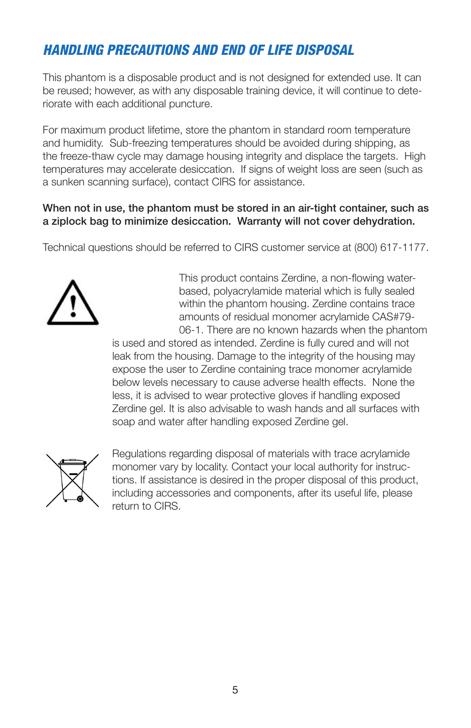## *HANDLING PRECAUTIONS AND END OF LIFE DISPOSAL*

This phantom is a disposable product and is not designed for extended use. It can be reused; however, as with any disposable training device, it will continue to deteriorate with each additional puncture.

For maximum product lifetime, store the phantom in standard room temperature and humidity. Sub-freezing temperatures should be avoided during shipping, as the freeze-thaw cycle may damage housing integrity and displace the targets. High temperatures may accelerate desiccation. If signs of weight loss are seen (such as a sunken scanning surface), contact CIRS for assistance.

**When not in use, the phantom must be stored in an air-tight container, such as a ziplock bag to minimize desiccation. Warranty will not cover dehydration.**

Technical questions should be referred to CIRS customer service at (800) 617-1177.

This product contains Zerdine, a non-flowing water-based, polyacrylamide material which is fully sealed within the phantom housing. Zerdine contains trace amounts of residual monomer acrylamide CAS#79-06-1. There are no known hazards when the phantom is used and stored as intended. Zerdine is fully cured and will not leak from the housing. Damage to the integrity of the housing may expose the user to Zerdine containing trace monomer acrylamide below levels necessary to cause adverse health effects. None the less, it is advised to wear protective gloves if handling exposed Zerdine gel. It is also advisable to wash hands and all surfaces with soap and water after handling exposed Zerdine gel.

Regulations regarding disposal of materials with trace acrylamide monomer vary by locality. Contact your local authority for instructions. If assistance is desired in the proper disposal of this product, including accessories and components, after its useful life, please return to CIRS.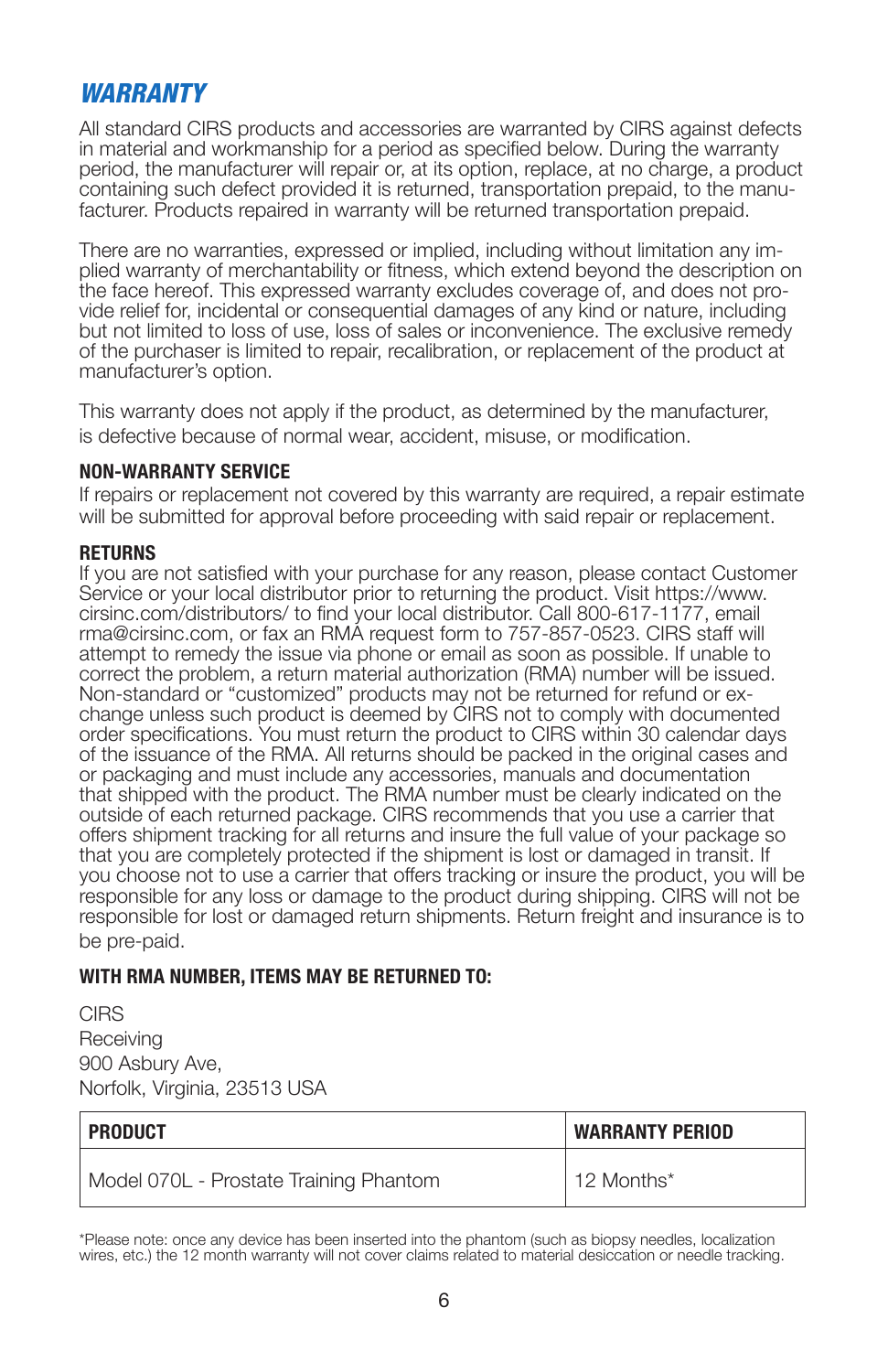## *WARRANTY*

All standard CIRS products and accessories are warranted by CIRS against defects in material and workmanship for a period as specified below. During the warranty period, the manufacturer will repair or, at its option, replace, at no charge, a product containing such defect provided it is returned, transportation prepaid, to the manufacturer. Products repaired in warranty will be returned transportation prepaid.

There are no warranties, expressed or implied, including without limitation any implied warranty of merchantability or fitness, which extend beyond the description on the face hereof. This expressed warranty excludes coverage of, and does not provide relief for, incidental or consequential damages of any kind or nature, including but not limited to loss of use, loss of sales or inconvenience. The exclusive remedy of the purchaser is limited to repair, recalibration, or replacement of the product at manufacturer's option.

This warranty does not apply if the product, as determined by the manufacturer, is defective because of normal wear, accident, misuse, or modification.

**NON-WARRANTY SERVICE**

If repairs or replacement not covered by this warranty are required, a repair estimate will be submitted for approval before proceeding with said repair or replacement.

**RETURNS**

If you are not satisfied with your purchase for any reason, please contact Customer Service or your local distributor prior to returning the product. Visit https://www.cirsinc.com/distributors/ to find your local distributor. Call 800-617-1177, email rma@cirsinc.com, or fax an RMA request form to 757-857-0523. CIRS staff will attempt to remedy the issue via phone or email as soon as possible. If unable to correct the problem, a return material authorization (RMA) number will be issued. Non-standard or "customized" products may not be returned for refund or exchange unless such product is deemed by CIRS not to comply with documented order specifications. You must return the product to CIRS within 30 calendar days of the issuance of the RMA. All returns should be packed in the original cases and or packaging and must include any accessories, manuals and documentation that shipped with the product. The RMA number must be clearly indicated on the outside of each returned package. CIRS recommends that you use a carrier that offers shipment tracking for all returns and insure the full value of your package so that you are completely protected if the shipment is lost or damaged in transit. If you choose not to use a carrier that offers tracking or insure the product, you will be responsible for any loss or damage to the product during shipping. CIRS will not be responsible for lost or damaged return shipments. Return freight and insurance is to be pre-paid.

**WITH RMA NUMBER, ITEMS MAY BE RETURNED TO:**

CIRS
Receiving
900 Asbury Ave,
Norfolk, Virginia, 23513 USA

| PRODUCT | WARRANTY PERIOD |
|---|---|
| Model 070L - Prostate Training Phantom | 12 Months* |

*Please note: once any device has been inserted into the phantom (such as biopsy needles, localization wires, etc.) the 12 month warranty will not cover claims related to material desiccation or needle tracking.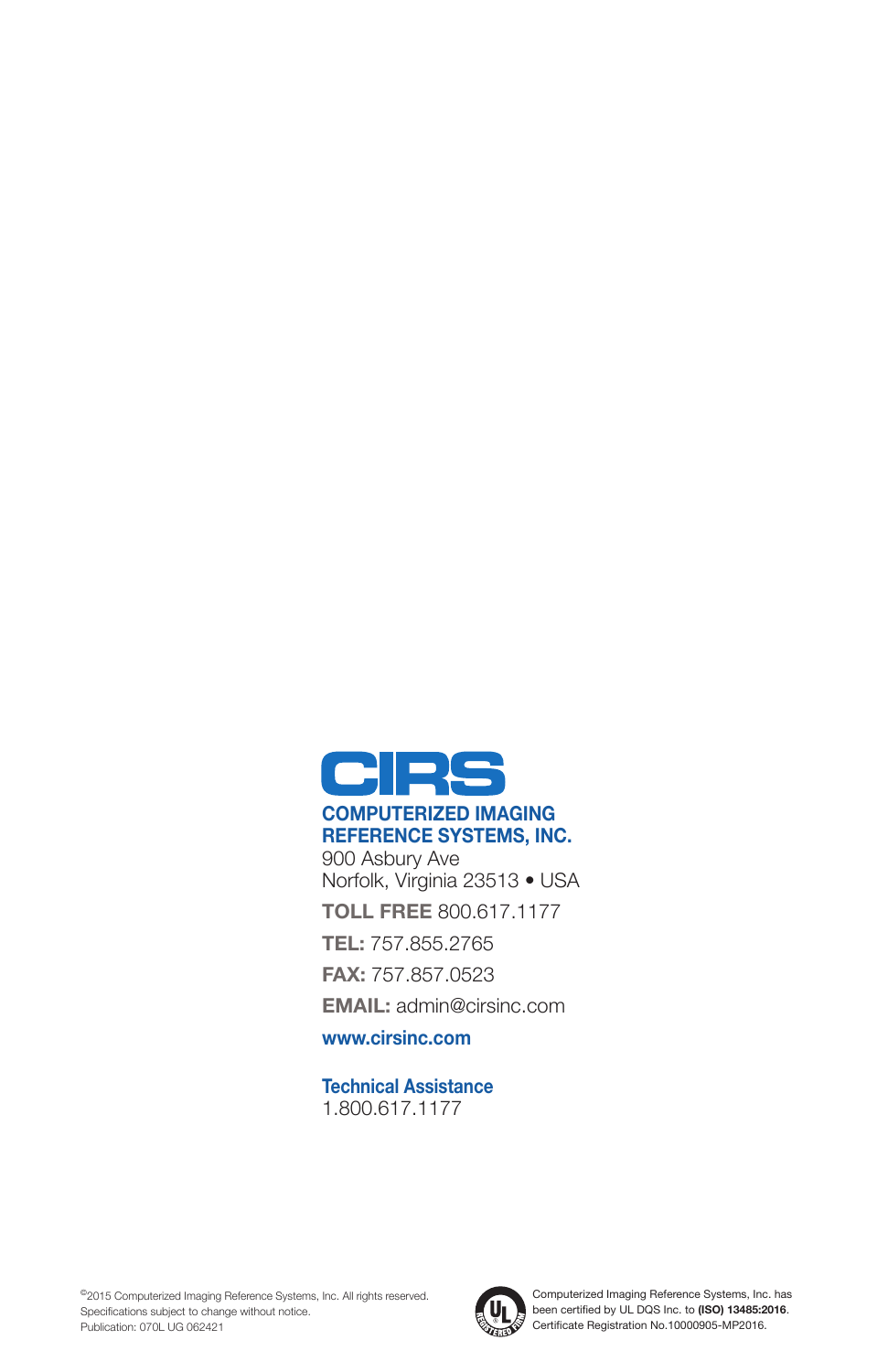CIRS

**COMPUTERIZED IMAGING REFERENCE SYSTEMS, INC.**

900 Asbury Ave
Norfolk, Virginia 23513 • USA

**TOLL FREE** 800.617.1177

**TEL:** 757.855.2765

**FAX:** 757.857.0523

**EMAIL:** admin@cirsinc.com

**www.cirsinc.com**

**Technical Assistance**
1.800.617.1177

©2015 Computerized Imaging Reference Systems, Inc. All rights reserved.
Specifications subject to change without notice.
Publication: 070L UG 062421

Computerized Imaging Reference Systems, Inc. has been certified by UL DQS Inc. to **(ISO) 13485:2016**. Certificate Registration No.10000905-MP2016.